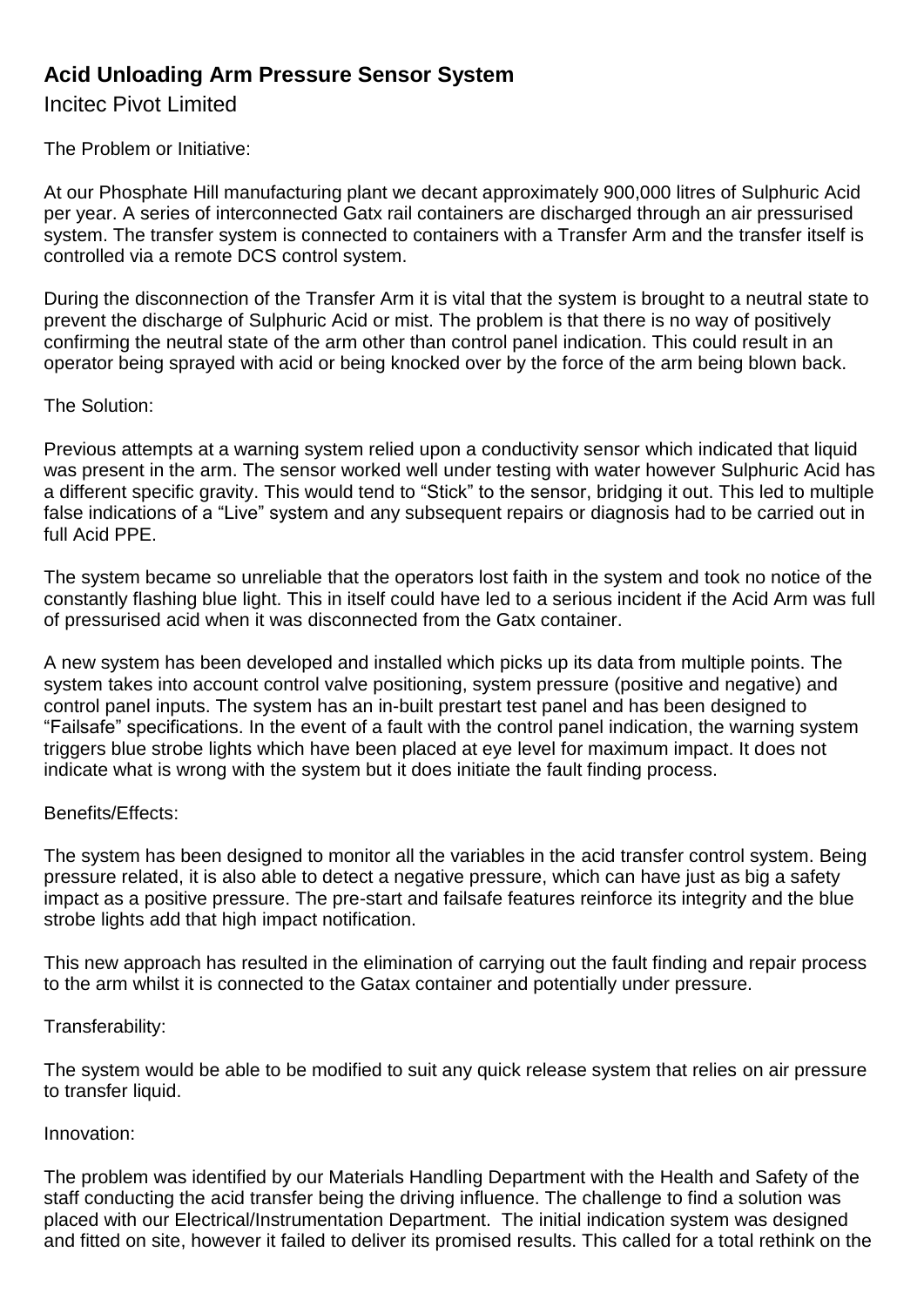# Acid Unloading Arm Pressure Sensor System

Incitec Pivot Limited

The Problem or Initiative:

At our Phosphate Hill manufacturing plant we decant approximately 900,000 litres of Sulphuric Acid per year. A series of interconnected Gatx rail containers are discharged through an air pressurised system. The transfer system is connected to containers with a Transfer Arm and the transfer itself is controlled via a remote DCS control system.

During the disconnection of the Transfer Arm it is vital that the system is brought to a neutral state to prevent the discharge of Sulphuric Acid or mist. The problem is that there is no way of positively confirming the neutral state of the arm other than control panel indication. This could result in an operator being sprayed with acid or being knocked over by the force of the arm being blown back.

The Solution:

Previous attempts at a warning system relied upon a conductivity sensor which indicated that liquid was present in the arm. The sensor worked well under testing with water however Sulphuric Acid has a different specific gravity. This would tend to "Stick" to the sensor, bridging it out. This led to multiple false indications of a "Live" system and any subsequent repairs or diagnosis had to be carried out in full Acid PPE.

The system became so unreliable that the operators lost faith in the system and took no notice of the constantly flashing blue light. This in itself could have led to a serious incident if the Acid Arm was full of pressurised acid when it was disconnected from the Gatx container.

A new system has been developed and installed which picks up its data from multiple points. The system takes into account control valve positioning, system pressure (positive and negative) and control panel inputs. The system has an in-built prestart test panel and has been designed to "Failsafe" specifications. In the event of a fault with the control panel indication, the warning system triggers blue strobe lights which have been placed at eye level for maximum impact. It does not indicate what is wrong with the system but it does initiate the fault finding process.

Benefits/Effects:

The system has been designed to monitor all the variables in the acid transfer control system. Being pressure related, it is also able to detect a negative pressure, which can have just as big a safety impact as a positive pressure. The pre-start and failsafe features reinforce its integrity and the blue strobe lights add that high impact notification.

This new approach has resulted in the elimination of carrying out the fault finding and repair process to the arm whilst it is connected to the Gatax container and potentially under pressure.

Transferability:

The system would be able to be modified to suit any quick release system that relies on air pressure to transfer liquid.

Innovation:

The problem was identified by our Materials Handling Department with the Health and Safety of the staff conducting the acid transfer being the driving influence. The challenge to find a solution was placed with our Electrical/Instrumentation Department. The initial indication system was designed and fitted on site, however it failed to deliver its promised results. This called for a total rethink on the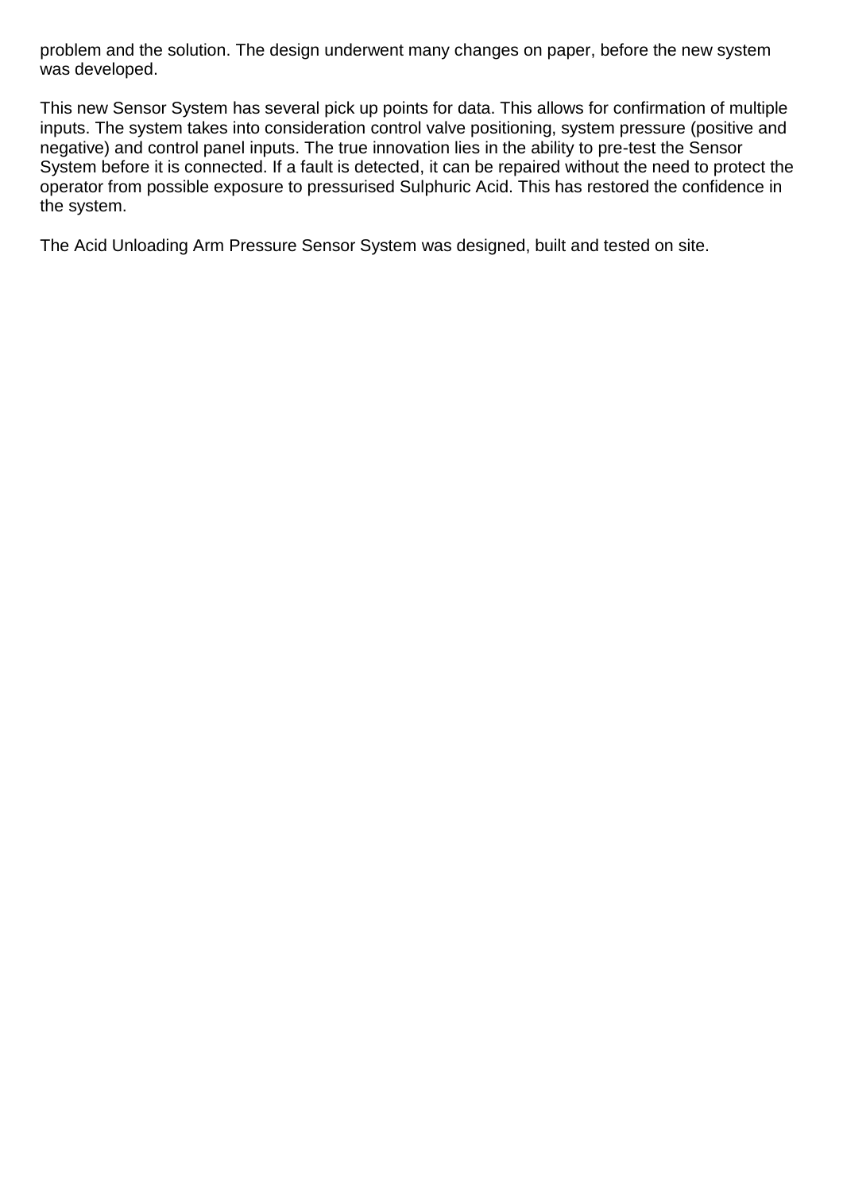problem and the solution. The design underwent many changes on paper, before the new system was developed.

This new Sensor System has several pick up points for data. This allows for confirmation of multiple inputs. The system takes into consideration control valve positioning, system pressure (positive and negative) and control panel inputs. The true innovation lies in the ability to pre-test the Sensor System before it is connected. If a fault is detected, it can be repaired without the need to protect the operator from possible exposure to pressurised Sulphuric Acid. This has restored the confidence in the system.

The Acid Unloading Arm Pressure Sensor System was designed, built and tested on site.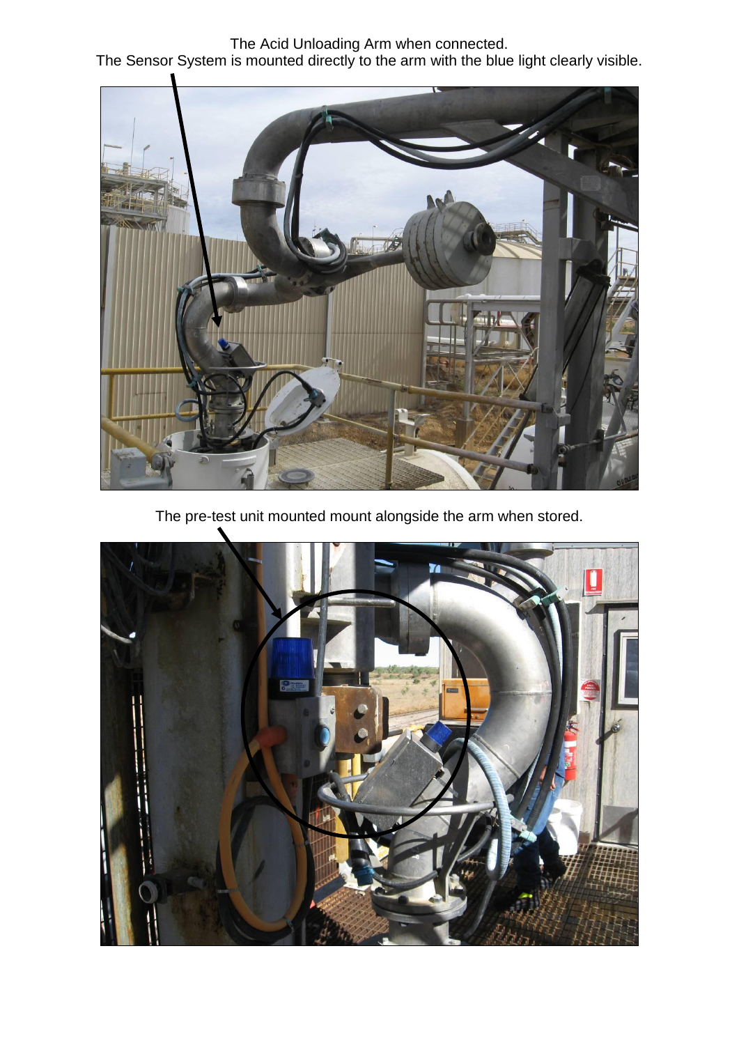The Acid Unloading Arm when connected.
The Sensor System is mounted directly to the arm with the blue light clearly visible.

The pre-test unit mounted mount alongside the arm when stored.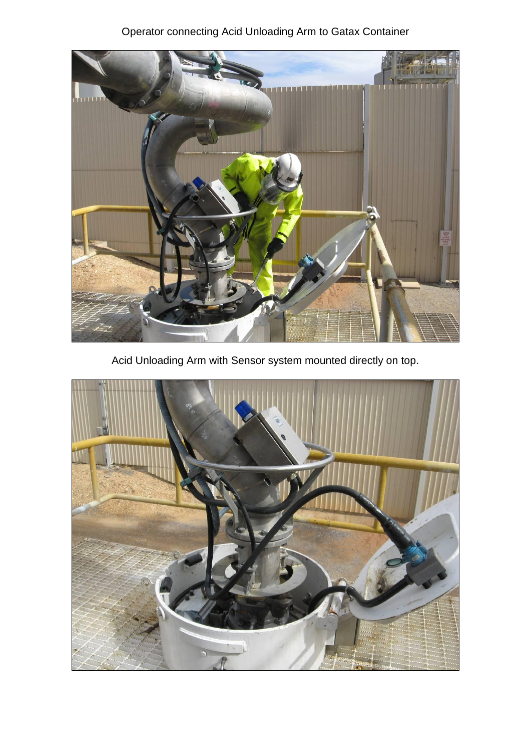Operator connecting Acid Unloading Arm to Gatax Container

Acid Unloading Arm with Sensor system mounted directly on top.